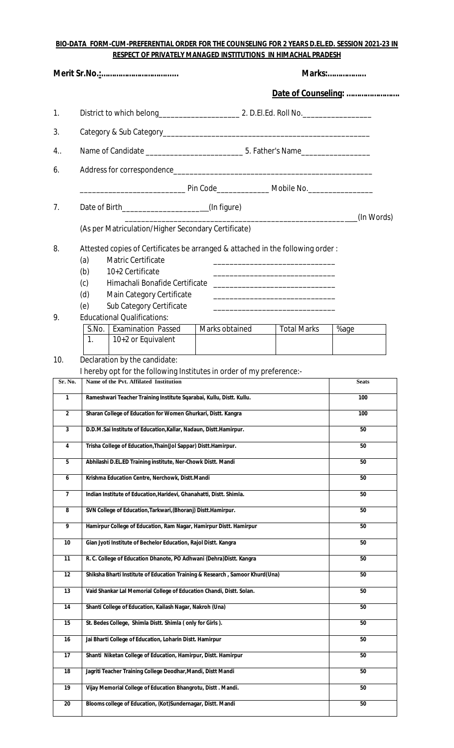**BIO-DATA FORM-CUM-PREFERENTIAL ORDER FOR THE COUNSELING FOR 2 YEARS D.EL.ED. SESSION 2021-23 IN RESPECT OF PRIVATELY MANAGED INSTITUTIONS IN HIMACHAL PRADESH**

**Merit Sr.No.:………………………………** **Marks:………………**

**Date of Counseling: ……………………**

1. District to which belong____________________ 2. D.El.Ed. Roll No.________________

3. Category & Sub Category__________________________________________________

4.. Name of Candidate ________________________ 5. Father's Name________________

6. Address for correspondence________________________________________________

_________________________ Pin Code____________ Mobile No.________________

7. Date of Birth____________________(In figure)

_______________________________________________________(In Words)

(As per Matriculation/Higher Secondary Certificate)

8. Attested copies of Certificates be arranged & attached in the following order :
   (a) Matric Certificate ____________________________
   (b) 10+2 Certificate ____________________________
   (c) Himachali Bonafide Certificate ____________________________
   (d) Main Category Certificate ____________________________
   (e) Sub Category Certificate ____________________________

9. Educational Qualifications:

| S.No. | Examination Passed | Marks obtained | Total Marks | %age |
|---|---|---|---|---|
| 1. | 10+2 or Equivalent | | | |

10. Declaration by the candidate:

I hereby opt for the following Institutes in order of my preference:-

| Sr. No. | Name of the Pvt. Affilated Institution | Seats |
|---|---|---|
| 1 | Rameshwari Teacher Training Institute Sqarabai, Kullu, Distt. Kullu. | 100 |
| 2 | Sharan College of Education for Women Ghurkari, Distt. Kangra | 100 |
| 3 | D.D.M.Sai Institute of Education,Kallar, Nadaun, Distt.Hamirpur. | 50 |
| 4 | Trisha College of Education,Thain(Jol Sappar) Distt.Hamirpur. | 50 |
| 5 | Abhilashi D.EL.ED Training institute, Ner-Chowk Distt. Mandi | 50 |
| 6 | Krishma Education Centre, Nerchowk, Distt.Mandi | 50 |
| 7 | Indian Institute of Education,Haridevi, Ghanahatti, Distt. Shimla. | 50 |
| 8 | SVN College of Education,Tarkwari,(Bhoranj) Distt.Hamirpur. | 50 |
| 9 | Hamirpur College of Education, Ram Nagar, Hamirpur Distt. Hamirpur | 50 |
| 10 | Gian Jyoti Institute of Bechelor Education, Rajol Distt. Kangra | 50 |
| 11 | R. C. College of Education Dhanote, PO Adhwani (Dehra)Distt. Kangra | 50 |
| 12 | Shiksha Bharti Institute of Education Training & Research , Samoor Khurd(Una) | 50 |
| 13 | Vaid Shankar Lal Memorial College of Education Chandi, Distt. Solan. | 50 |
| 14 | Shanti College of Education, Kailash Nagar, Nakroh (Una) | 50 |
| 15 | St. Bedes College, Shimla Distt. Shimla ( only for Girls ). | 50 |
| 16 | Jai Bharti College of Education, Loharin Distt. Hamirpur | 50 |
| 17 | Shanti Niketan College of Education, Hamirpur, Distt. Hamirpur | 50 |
| 18 | Jagriti Teacher Training College Deodhar,Mandi, Distt Mandi | 50 |
| 19 | Vijay Memorial College of Education Bhangrotu, Distt . Mandi. | 50 |
| 20 | Blooms college of Education, (Kot)Sundernagar, Distt. Mandi | 50 |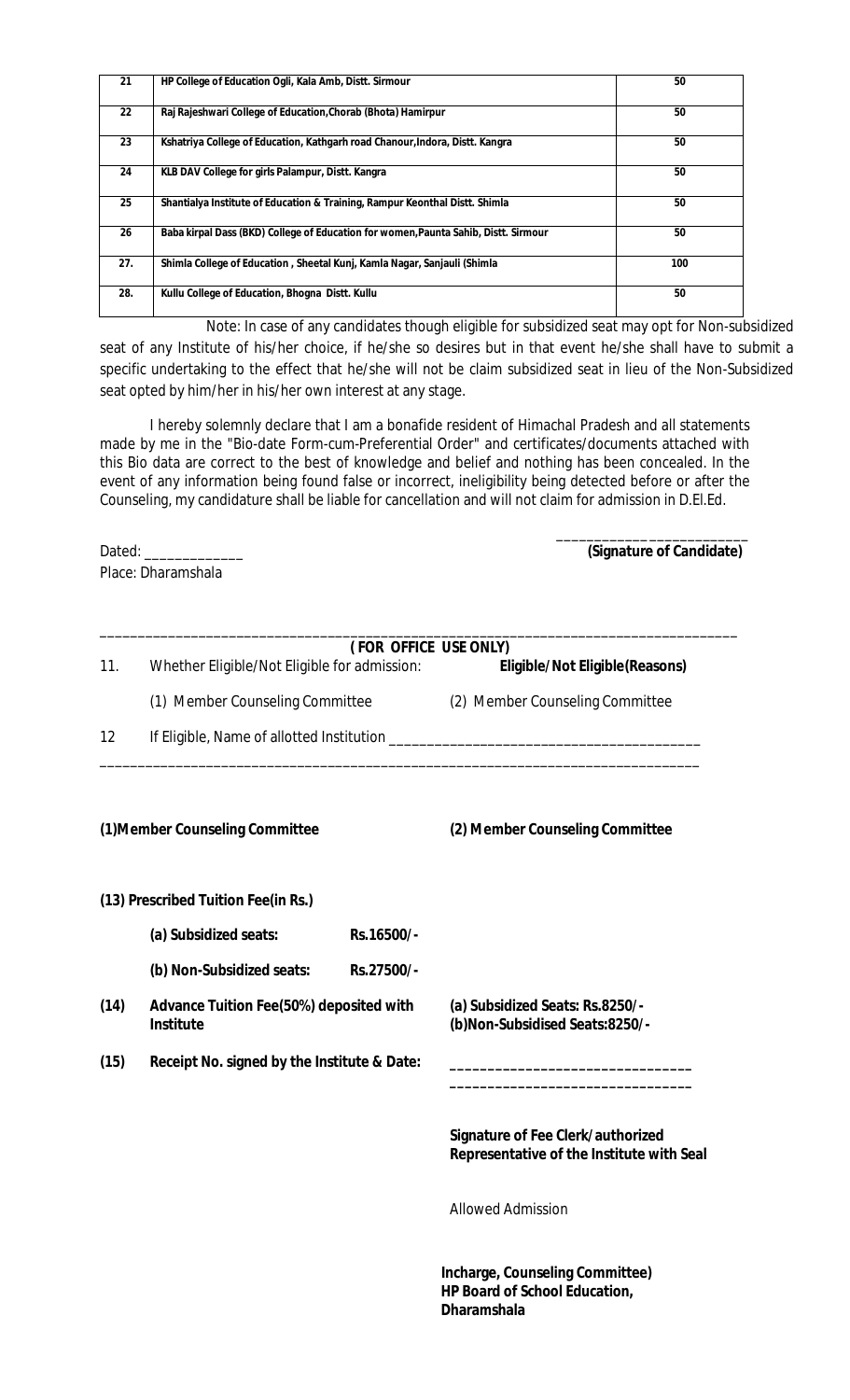| | | |
|---|---|---|
| 21 | HP College of Education Ogli, Kala Amb, Distt. Sirmour | 50 |
| 22 | Raj Rajeshwari College of Education,Chorab (Bhota) Hamirpur | 50 |
| 23 | Kshatriya College of Education, Kathgarh road Chanour,Indora, Distt. Kangra | 50 |
| 24 | KLB DAV College for girls Palampur, Distt. Kangra | 50 |
| 25 | Shantialya Institute of Education & Training, Rampur Keonthal Distt. Shimla | 50 |
| 26 | Baba kirpal Dass (BKD) College of Education for women,Paunta Sahib, Distt. Sirmour | 50 |
| 27. | Shimla College of Education , Sheetal Kunj, Kamla Nagar, Sanjauli (Shimla | 100 |
| 28. | Kullu College of Education, Bhogna Distt. Kullu | 50 |

Note: In case of any candidates though eligible for subsidized seat may opt for Non-subsidized seat of any Institute of his/her choice, if he/she so desires but in that event he/she shall have to submit a specific undertaking to the effect that he/she will not be claim subsidized seat in lieu of the Non-Subsidized seat opted by him/her in his/her own interest at any stage.

I hereby solemnly declare that I am a bonafide resident of Himachal Pradesh and all statements made by me in the "Bio-date Form-cum-Preferential Order" and certificates/documents attached with this Bio data are correct to the best of knowledge and belief and nothing has been concealed. In the event of any information being found false or incorrect, ineligibility being detected before or after the Counseling, my candidature shall be liable for cancellation and will not claim for admission in D.El.Ed.

Dated: _____________

Place: Dharamshala

________________________
**(Signature of Candidate)**

**( FOR OFFICE USE ONLY)**

11. Whether Eligible/Not Eligible for admission: **Eligible/Not Eligible(Reasons)**

(1) Member Counseling Committee (2) Member Counseling Committee

12 If Eligible, Name of allotted Institution ________________________________________

**(1)Member Counseling Committee** **(2) Member Counseling Committee**

**(13) Prescribed Tuition Fee(in Rs.)**

**(a) Subsidized seats: Rs.16500/-**

**(b) Non-Subsidized seats: Rs.27500/-**

**(14) Advance Tuition Fee(50%) deposited with Institute** **(a) Subsidized Seats: Rs.8250/-** **(b)Non-Subsidised Seats:8250/-**

**(15) Receipt No. signed by the Institute & Date:** ________________________________

**Signature of Fee Clerk/authorized Representative of the Institute with Seal**

Allowed Admission

**Incharge, Counseling Committee)**
**HP Board of School Education,**
**Dharamshala**